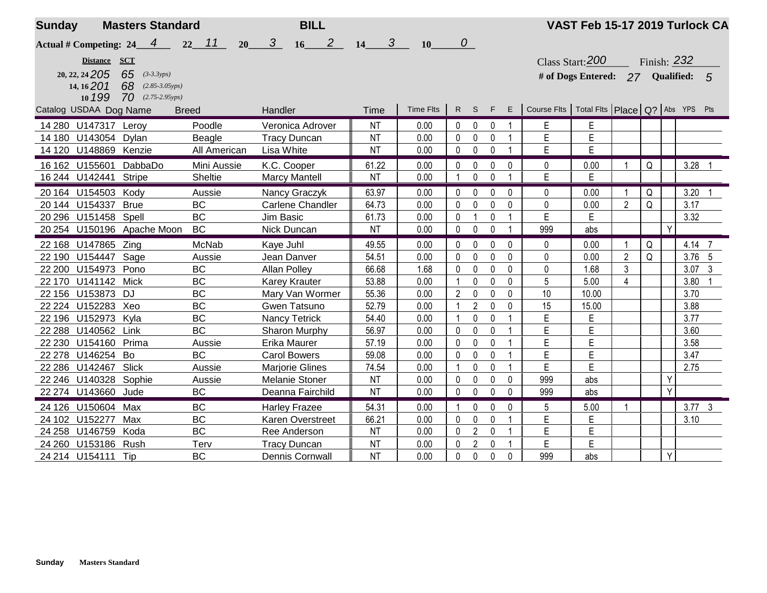**Sunday** **Masters Standard** **BILL** **VAST Feb 15-17 2019 Turlock CA**

**Actual # Competing: 24** 4 **22** 11 **20** 3 **16** 2 **14** 3 **10** 0

| Distance | SCT | |
|---|---|---|
| 20, 22, 24 205 | 65 | (3-3.3yps) |
| 14, 16 201 | 68 | (2.85-3.05yps) |
| 10 199 | 70 | (2.75-2.95yps) |

Class Start: 200 Finish: 232

**# of Dogs Entered:** 27 **Qualified:** 5

| Catalog | USDAA | Dog Name | Breed | Handler | Time | Time Flts | R | S | F | E | Course Flts | Total Flts | Place | Q? | Abs | YPS | Pts |
|---|---|---|---|---|---|---|---|---|---|---|---|---|---|---|---|---|---|
| 14 280 | U147317 | Leroy | Poodle | Veronica Adrover | NT | 0.00 | 0 | 0 | 0 | 1 | E | E | | | | | |
| 14 180 | U143054 | Dylan | Beagle | Tracy Duncan | NT | 0.00 | 0 | 0 | 0 | 1 | E | E | | | | | |
| 14 120 | U148869 | Kenzie | All American | Lisa White | NT | 0.00 | 0 | 0 | 0 | 1 | E | E | | | | | |
| 16 162 | U155601 | DabbaDo | Mini Aussie | K.C. Cooper | 61.22 | 0.00 | 0 | 0 | 0 | 0 | 0 | 0.00 | 1 | Q | | 3.28 | 1 |
| 16 244 | U142441 | Stripe | Sheltie | Marcy Mantell | NT | 0.00 | 1 | 0 | 0 | 1 | E | E | | | | | |
| 20 164 | U154503 | Kody | Aussie | Nancy Graczyk | 63.97 | 0.00 | 0 | 0 | 0 | 0 | 0 | 0.00 | 1 | Q | | 3.20 | 1 |
| 20 144 | U154337 | Brue | BC | Carlene Chandler | 64.73 | 0.00 | 0 | 0 | 0 | 0 | 0 | 0.00 | 2 | Q | | 3.17 | |
| 20 296 | U151458 | Spell | BC | Jim Basic | 61.73 | 0.00 | 0 | 1 | 0 | 1 | E | E | | | | 3.32 | |
| 20 254 | U150196 | Apache Moon | BC | Nick Duncan | NT | 0.00 | 0 | 0 | 0 | 1 | 999 | abs | | | Y | | |
| 22 168 | U147865 | Zing | McNab | Kaye Juhl | 49.55 | 0.00 | 0 | 0 | 0 | 0 | 0 | 0.00 | 1 | Q | | 4.14 | 7 |
| 22 190 | U154447 | Sage | Aussie | Jean Danver | 54.51 | 0.00 | 0 | 0 | 0 | 0 | 0 | 0.00 | 2 | Q | | 3.76 | 5 |
| 22 200 | U154973 | Pono | BC | Allan Polley | 66.68 | 1.68 | 0 | 0 | 0 | 0 | 0 | 1.68 | 3 | | | 3.07 | 3 |
| 22 170 | U141142 | Mick | BC | Karey Krauter | 53.88 | 0.00 | 1 | 0 | 0 | 0 | 5 | 5.00 | 4 | | | 3.80 | 1 |
| 22 156 | U153873 | DJ | BC | Mary Van Wormer | 55.36 | 0.00 | 2 | 0 | 0 | 0 | 10 | 10.00 | | | | 3.70 | |
| 22 224 | U152283 | Xeo | BC | Gwen Tatsuno | 52.79 | 0.00 | 1 | 2 | 0 | 0 | 15 | 15.00 | | | | 3.88 | |
| 22 196 | U152973 | Kyla | BC | Nancy Tetrick | 54.40 | 0.00 | 1 | 0 | 0 | 1 | E | E | | | | 3.77 | |
| 22 288 | U140562 | Link | BC | Sharon Murphy | 56.97 | 0.00 | 0 | 0 | 0 | 1 | E | E | | | | 3.60 | |
| 22 230 | U154160 | Prima | Aussie | Erika Maurer | 57.19 | 0.00 | 0 | 0 | 0 | 1 | E | E | | | | 3.58 | |
| 22 278 | U146254 | Bo | BC | Carol Bowers | 59.08 | 0.00 | 0 | 0 | 0 | 1 | E | E | | | | 3.47 | |
| 22 286 | U142467 | Slick | Aussie | Marjorie Glines | 74.54 | 0.00 | 1 | 0 | 0 | 1 | E | E | | | | 2.75 | |
| 22 246 | U140328 | Sophie | Aussie | Melanie Stoner | NT | 0.00 | 0 | 0 | 0 | 0 | 999 | abs | | | Y | | |
| 22 274 | U143660 | Jude | BC | Deanna Fairchild | NT | 0.00 | 0 | 0 | 0 | 0 | 999 | abs | | | Y | | |
| 24 126 | U150604 | Max | BC | Harley Frazee | 54.31 | 0.00 | 1 | 0 | 0 | 0 | 5 | 5.00 | 1 | | | 3.77 | 3 |
| 24 102 | U152277 | Max | BC | Karen Overstreet | 66.21 | 0.00 | 0 | 0 | 0 | 1 | E | E | | | | 3.10 | |
| 24 258 | U146759 | Koda | BC | Ree Anderson | NT | 0.00 | 0 | 2 | 0 | 1 | E | E | | | | | |
| 24 260 | U153186 | Rush | Terv | Tracy Duncan | NT | 0.00 | 0 | 2 | 0 | 1 | E | E | | | | | |
| 24 214 | U154111 | Tip | BC | Dennis Cornwall | NT | 0.00 | 0 | 0 | 0 | 0 | 999 | abs | | | Y | | |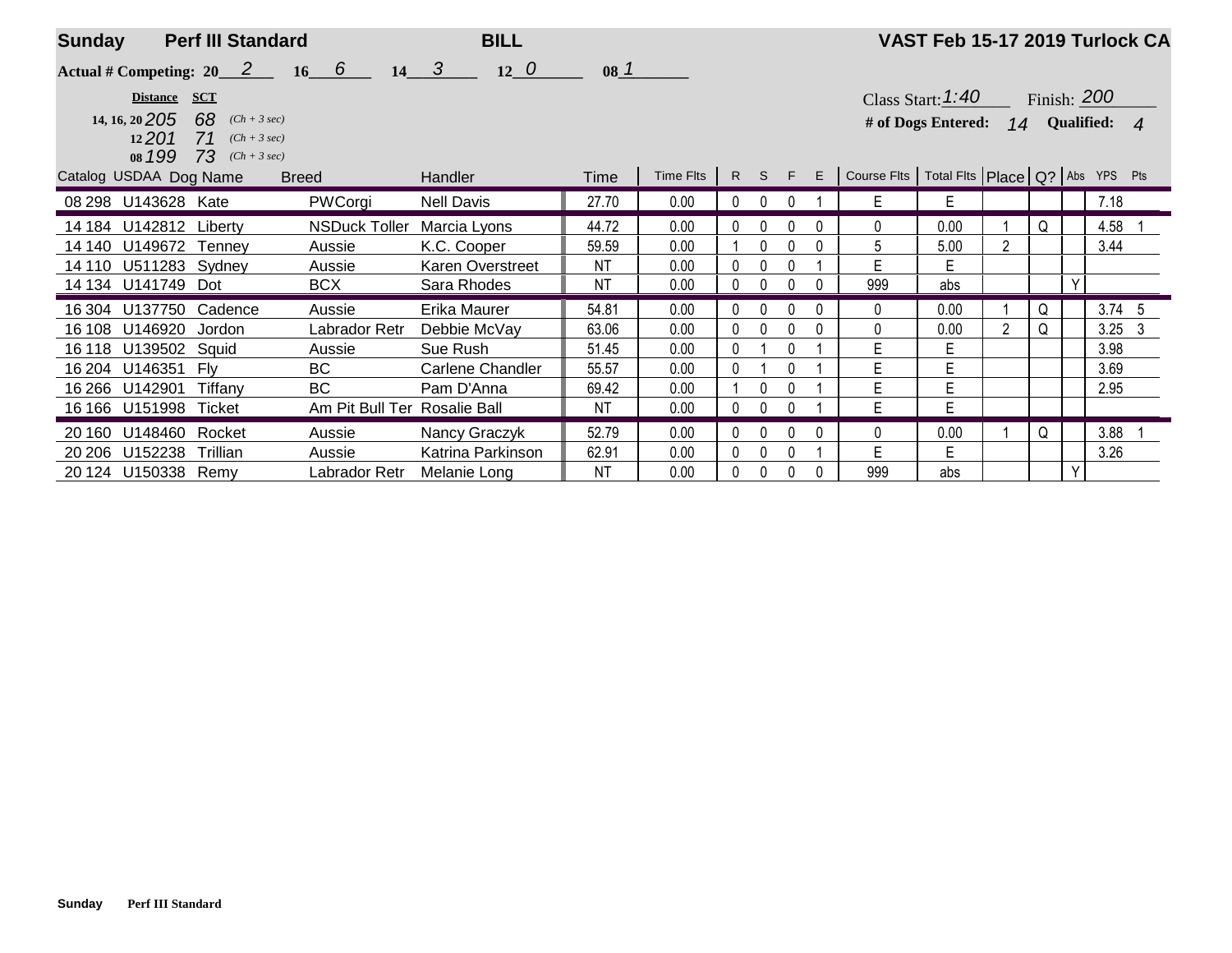**Sunday** **Perf III Standard** **BILL** **VAST Feb 15-17 2019 Turlock CA**

**Actual # Competing:** 20 2 16 6 14 3 12 0 08 1

| Distance | SCT | |
|---|---|---|
| 14, 16, 20 205 | 68 | (Ch + 3 sec) |
| 12 201 | 71 | (Ch + 3 sec) |
| 08 199 | 73 | (Ch + 3 sec) |

Class Start: 1:40 Finish: 200

**# of Dogs Entered:** 14 **Qualified:** 4

| Catalog | USDAA | Dog Name | Breed | Handler | Time | Time Flts | R | S | F | E | Course Flts | Total Flts | Place | Q? | Abs | YPS | Pts |
|---|---|---|---|---|---|---|---|---|---|---|---|---|---|---|---|---|---|
| 08 298 | U143628 | Kate | PWCorgi | Nell Davis | 27.70 | 0.00 | 0 | 0 | 0 | 1 | E | E | | | | 7.18 | |
| 14 184 | U142812 | Liberty | NSDuck Toller | Marcia Lyons | 44.72 | 0.00 | 0 | 0 | 0 | 0 | 0 | 0.00 | 1 | Q | | 4.58 | 1 |
| 14 140 | U149672 | Tenney | Aussie | K.C. Cooper | 59.59 | 0.00 | 1 | 0 | 0 | 0 | 5 | 5.00 | 2 | | | 3.44 | |
| 14 110 | U511283 | Sydney | Aussie | Karen Overstreet | NT | 0.00 | 0 | 0 | 0 | 1 | E | E | | | | | |
| 14 134 | U141749 | Dot | BCX | Sara Rhodes | NT | 0.00 | 0 | 0 | 0 | 0 | 999 | abs | | | Y | | |
| 16 304 | U137750 | Cadence | Aussie | Erika Maurer | 54.81 | 0.00 | 0 | 0 | 0 | 0 | 0 | 0.00 | 1 | Q | | 3.74 | 5 |
| 16 108 | U146920 | Jordon | Labrador Retr | Debbie McVay | 63.06 | 0.00 | 0 | 0 | 0 | 0 | 0 | 0.00 | 2 | Q | | 3.25 | 3 |
| 16 118 | U139502 | Squid | Aussie | Sue Rush | 51.45 | 0.00 | 0 | 1 | 0 | 1 | E | E | | | | 3.98 | |
| 16 204 | U146351 | Fly | BC | Carlene Chandler | 55.57 | 0.00 | 0 | 1 | 0 | 1 | E | E | | | | 3.69 | |
| 16 266 | U142901 | Tiffany | BC | Pam D'Anna | 69.42 | 0.00 | 1 | 0 | 0 | 1 | E | E | | | | 2.95 | |
| 16 166 | U151998 | Ticket | Am Pit Bull Ter | Rosalie Ball | NT | 0.00 | 0 | 0 | 0 | 1 | E | E | | | | | |
| 20 160 | U148460 | Rocket | Aussie | Nancy Graczyk | 52.79 | 0.00 | 0 | 0 | 0 | 0 | 0 | 0.00 | 1 | Q | | 3.88 | 1 |
| 20 206 | U152238 | Trillian | Aussie | Katrina Parkinson | 62.91 | 0.00 | 0 | 0 | 0 | 1 | E | E | | | | 3.26 | |
| 20 124 | U150338 | Remy | Labrador Retr | Melanie Long | NT | 0.00 | 0 | 0 | 0 | 0 | 999 | abs | | | Y | | |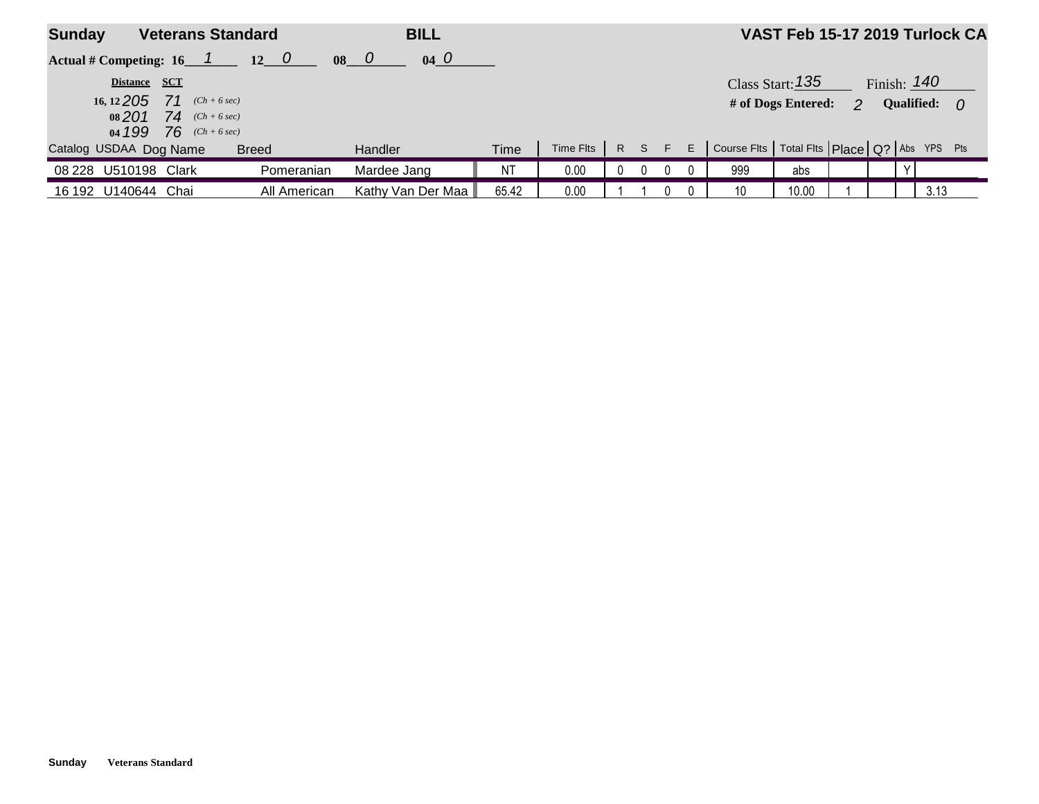**Sunday** **Veterans Standard** **BILL** **VAST Feb 15-17 2019 Turlock CA**

**Actual # Competing: 16** 1 **12** 0 **08** 0 **04** 0

Class Start: 135 Finish: 140

**# of Dogs Entered:** 2 **Qualified:** 0

| Distance | | SCT | |
|---|---|---|---|
| 16, 12 | 205 | 71 | (Ch + 6 sec) |
| 08 | 201 | 74 | (Ch + 6 sec) |
| 04 | 199 | 76 | (Ch + 6 sec) |

| Catalog | USDAA | Dog Name | Breed | Handler | Time | Time Flts | R | S | F | E | Course Flts | Total Flts | Place | Q? | Abs | YPS | Pts |
|---|---|---|---|---|---|---|---|---|---|---|---|---|---|---|---|---|---|
| 08 228 | U510198 | Clark | Pomeranian | Mardee Jang | NT | 0.00 | 0 | 0 | 0 | 0 | 999 | abs | | | Y | | |
| 16 192 | U140644 | Chai | All American | Kathy Van Der Maa | 65.42 | 0.00 | 1 | 1 | 0 | 0 | 10 | 10.00 | 1 | | | 3.13 | |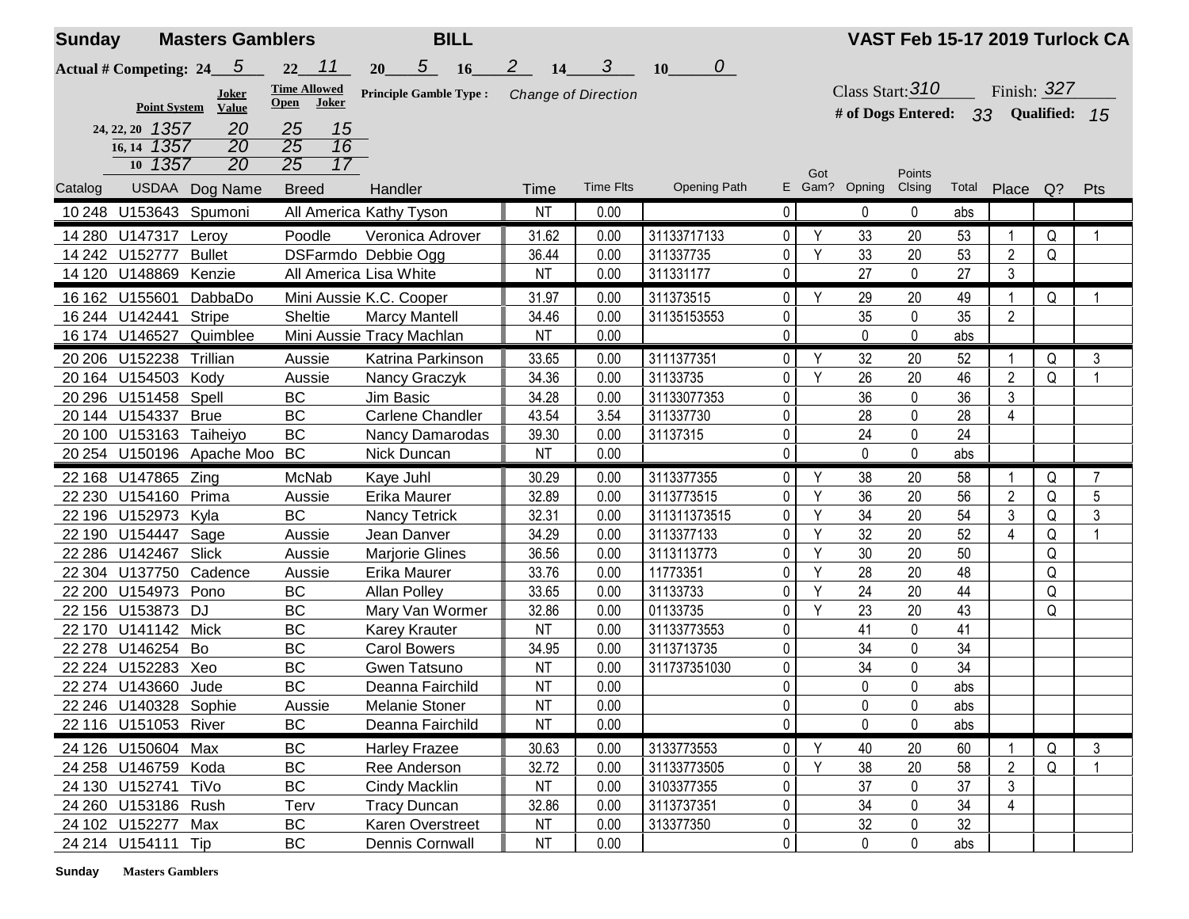**Sunday** **Masters Gamblers** **BILL** **VAST Feb 15-17 2019 Turlock CA**

**Actual # Competing:** 24 5 22 11 20 5 16 2 14 3 10 0

| Point System | | Joker Value | Time Allowed Open | Time Allowed Joker |
|---|---|---|---|---|
| 24, 22, 20 | 1357 | 20 | 25 | 15 |
| 16, 14 | 1357 | 20 | 25 | 16 |
| 10 | 1357 | 20 | 25 | 17 |

**Principle Gamble Type :** Change of Direction

Class Start: 310 Finish: 327

**# of Dogs Entered:** 33 **Qualified:** 15

| Catalog | USDAA | Dog Name | Breed | Handler | Time | Time Flts | Opening Path | E | Got Gam? | Opning | Points Clsing | Total | Place | Q? | Pts |
|---|---|---|---|---|---|---|---|---|---|---|---|---|---|---|---|
| 10 248 | U153643 | Spumoni | All America | Kathy Tyson | NT | 0.00 | | 0 | | 0 | 0 | abs | | | |
| 14 280 | U147317 | Leroy | Poodle | Veronica Adrover | 31.62 | 0.00 | 31133717133 | 0 | Y | 33 | 20 | 53 | 1 | Q | 1 |
| 14 242 | U152777 | Bullet | DSFarmdo | Debbie Ogg | 36.44 | 0.00 | 311337735 | 0 | Y | 33 | 20 | 53 | 2 | Q | |
| 14 120 | U148869 | Kenzie | All America | Lisa White | NT | 0.00 | 311331177 | 0 | | 27 | 0 | 27 | 3 | | |
| 16 162 | U155601 | DabbaDo | Mini Aussie | K.C. Cooper | 31.97 | 0.00 | 311373515 | 0 | Y | 29 | 20 | 49 | 1 | Q | 1 |
| 16 244 | U142441 | Stripe | Sheltie | Marcy Mantell | 34.46 | 0.00 | 31135153553 | 0 | | 35 | 0 | 35 | 2 | | |
| 16 174 | U146527 | Quimblee | Mini Aussie | Tracy Machlan | NT | 0.00 | | 0 | | 0 | 0 | abs | | | |
| 20 206 | U152238 | Trillian | Aussie | Katrina Parkinson | 33.65 | 0.00 | 3111377351 | 0 | Y | 32 | 20 | 52 | 1 | Q | 3 |
| 20 164 | U154503 | Kody | Aussie | Nancy Graczyk | 34.36 | 0.00 | 31133735 | 0 | Y | 26 | 20 | 46 | 2 | Q | 1 |
| 20 296 | U151458 | Spell | BC | Jim Basic | 34.28 | 0.00 | 31133077353 | 0 | | 36 | 0 | 36 | 3 | | |
| 20 144 | U154337 | Brue | BC | Carlene Chandler | 43.54 | 3.54 | 311337730 | 0 | | 28 | 0 | 28 | 4 | | |
| 20 100 | U153163 | Taiheiyo | BC | Nancy Damarodas | 39.30 | 0.00 | 31137315 | 0 | | 24 | 0 | 24 | | | |
| 20 254 | U150196 | Apache Moo | BC | Nick Duncan | NT | 0.00 | | 0 | | 0 | 0 | abs | | | |
| 22 168 | U147865 | Zing | McNab | Kaye Juhl | 30.29 | 0.00 | 3113377355 | 0 | Y | 38 | 20 | 58 | 1 | Q | 7 |
| 22 230 | U154160 | Prima | Aussie | Erika Maurer | 32.89 | 0.00 | 3113773515 | 0 | Y | 36 | 20 | 56 | 2 | Q | 5 |
| 22 196 | U152973 | Kyla | BC | Nancy Tetrick | 32.31 | 0.00 | 311311373515 | 0 | Y | 34 | 20 | 54 | 3 | Q | 3 |
| 22 190 | U154447 | Sage | Aussie | Jean Danver | 34.29 | 0.00 | 3113377133 | 0 | Y | 32 | 20 | 52 | 4 | Q | 1 |
| 22 286 | U142467 | Slick | Aussie | Marjorie Glines | 36.56 | 0.00 | 3113113773 | 0 | Y | 30 | 20 | 50 | | Q | |
| 22 304 | U137750 | Cadence | Aussie | Erika Maurer | 33.76 | 0.00 | 11773351 | 0 | Y | 28 | 20 | 48 | | Q | |
| 22 200 | U154973 | Pono | BC | Allan Polley | 33.65 | 0.00 | 31133733 | 0 | Y | 24 | 20 | 44 | | Q | |
| 22 156 | U153873 | DJ | BC | Mary Van Wormer | 32.86 | 0.00 | 01133735 | 0 | Y | 23 | 20 | 43 | | Q | |
| 22 170 | U141142 | Mick | BC | Karey Krauter | NT | 0.00 | 31133773553 | 0 | | 41 | 0 | 41 | | | |
| 22 278 | U146254 | Bo | BC | Carol Bowers | 34.95 | 0.00 | 3113713735 | 0 | | 34 | 0 | 34 | | | |
| 22 224 | U152283 | Xeo | BC | Gwen Tatsuno | NT | 0.00 | 311737351030 | 0 | | 34 | 0 | 34 | | | |
| 22 274 | U143660 | Jude | BC | Deanna Fairchild | NT | 0.00 | | 0 | | 0 | 0 | abs | | | |
| 22 246 | U140328 | Sophie | Aussie | Melanie Stoner | NT | 0.00 | | 0 | | 0 | 0 | abs | | | |
| 22 116 | U151053 | River | BC | Deanna Fairchild | NT | 0.00 | | 0 | | 0 | 0 | abs | | | |
| 24 126 | U150604 | Max | BC | Harley Frazee | 30.63 | 0.00 | 3133773553 | 0 | Y | 40 | 20 | 60 | 1 | Q | 3 |
| 24 258 | U146759 | Koda | BC | Ree Anderson | 32.72 | 0.00 | 31133773505 | 0 | Y | 38 | 20 | 58 | 2 | Q | 1 |
| 24 130 | U152741 | TiVo | BC | Cindy Macklin | NT | 0.00 | 3103377355 | 0 | | 37 | 0 | 37 | 3 | | |
| 24 260 | U153186 | Rush | Terv | Tracy Duncan | 32.86 | 0.00 | 3113737351 | 0 | | 34 | 0 | 34 | 4 | | |
| 24 102 | U152277 | Max | BC | Karen Overstreet | NT | 0.00 | 313377350 | 0 | | 32 | 0 | 32 | | | |
| 24 214 | U154111 | Tip | BC | Dennis Cornwall | NT | 0.00 | | 0 | | 0 | 0 | abs | | | |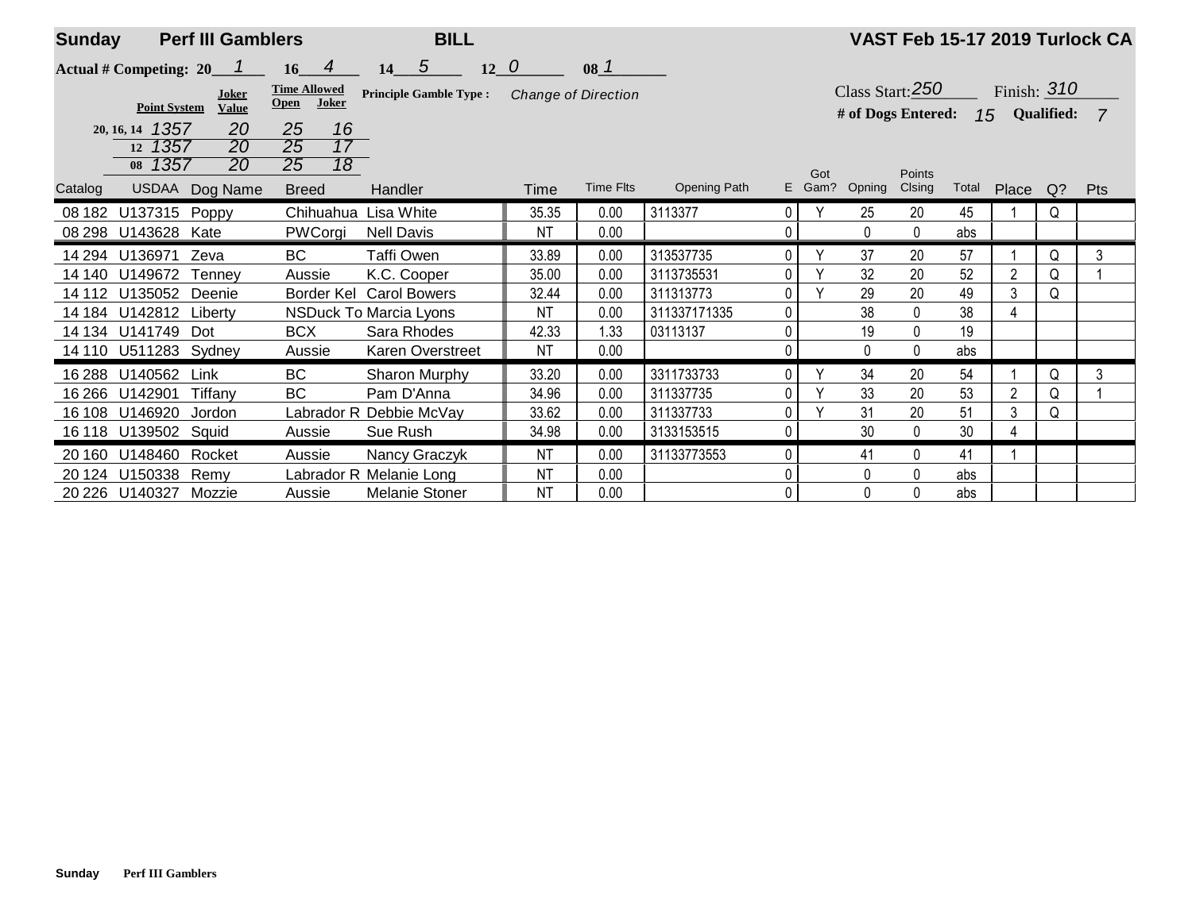**Sunday** **Perf III Gamblers** **BILL** **VAST Feb 15-17 2019 Turlock CA**

**Actual # Competing:** 20 *1* 16 *4* 14 *5* 12 *0* 08 *1*

| Point System | Joker Value | Time Allowed Open | Time Allowed Joker |
|---|---|---|---|
| 20, 16, 14 *1357* | *20* | *25* | *16* |
| 12 *1357* | *20* | *25* | *17* |
| 08 *1357* | *20* | *25* | *18* |

**Principle Gamble Type :** *Change of Direction*

Class Start: *250* Finish: *310*

**# of Dogs Entered:** *15* **Qualified:** *7*

| Catalog | USDAA | Dog Name | Breed | Handler | Time | Time Flts | Opening Path | E | Got Gam? | Opning | Points Clsing | Total | Place | Q? | Pts |
|---|---|---|---|---|---|---|---|---|---|---|---|---|---|---|---|
| 08 182 | U137315 | Poppy | Chihuahua | Lisa White | 35.35 | 0.00 | 3113377 | 0 | Y | 25 | 20 | 45 | 1 | Q | |
| 08 298 | U143628 | Kate | PWCorgi | Nell Davis | NT | 0.00 | | 0 | | 0 | 0 | abs | | | |
| 14 294 | U136971 | Zeva | BC | Taffi Owen | 33.89 | 0.00 | 313537735 | 0 | Y | 37 | 20 | 57 | 1 | Q | 3 |
| 14 140 | U149672 | Tenney | Aussie | K.C. Cooper | 35.00 | 0.00 | 3113735531 | 0 | Y | 32 | 20 | 52 | 2 | Q | 1 |
| 14 112 | U135052 | Deenie | Border Kel | Carol Bowers | 32.44 | 0.00 | 311313773 | 0 | Y | 29 | 20 | 49 | 3 | Q | |
| 14 184 | U142812 | Liberty | NSDuck To | Marcia Lyons | NT | 0.00 | 311337171335 | 0 | | 38 | 0 | 38 | 4 | | |
| 14 134 | U141749 | Dot | BCX | Sara Rhodes | 42.33 | 1.33 | 03113137 | 0 | | 19 | 0 | 19 | | | |
| 14 110 | U511283 | Sydney | Aussie | Karen Overstreet | NT | 0.00 | | 0 | | 0 | 0 | abs | | | |
| 16 288 | U140562 | Link | BC | Sharon Murphy | 33.20 | 0.00 | 3311733733 | 0 | Y | 34 | 20 | 54 | 1 | Q | 3 |
| 16 266 | U142901 | Tiffany | BC | Pam D'Anna | 34.96 | 0.00 | 311337735 | 0 | Y | 33 | 20 | 53 | 2 | Q | 1 |
| 16 108 | U146920 | Jordon | Labrador R | Debbie McVay | 33.62 | 0.00 | 311337733 | 0 | Y | 31 | 20 | 51 | 3 | Q | |
| 16 118 | U139502 | Squid | Aussie | Sue Rush | 34.98 | 0.00 | 3133153515 | 0 | | 30 | 0 | 30 | 4 | | |
| 20 160 | U148460 | Rocket | Aussie | Nancy Graczyk | NT | 0.00 | 31133773553 | 0 | | 41 | 0 | 41 | 1 | | |
| 20 124 | U150338 | Remy | Labrador R | Melanie Long | NT | 0.00 | | 0 | | 0 | 0 | abs | | | |
| 20 226 | U140327 | Mozzie | Aussie | Melanie Stoner | NT | 0.00 | | 0 | | 0 | 0 | abs | | | |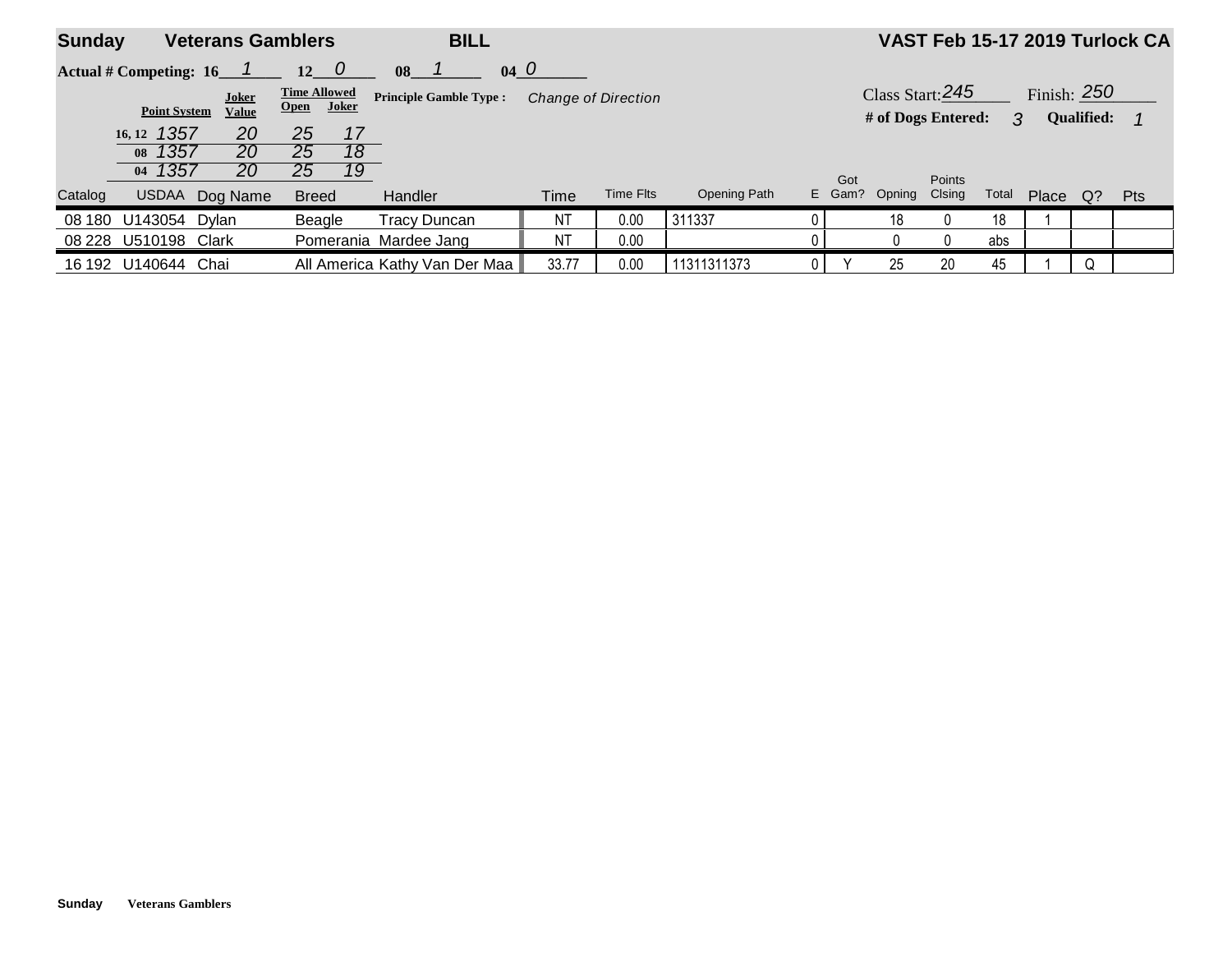**Sunday** **Veterans Gamblers** **BILL** **VAST Feb 15-17 2019 Turlock CA**

**Actual # Competing: 16** *1* **12** *0* **08** *1* **04** *0*

**Principle Gamble Type :** *Change of Direction*

Class Start: *245* Finish: *250*

**# of Dogs Entered:** *3* **Qualified:** *1*

| Point System | Joker Value | Time Allowed Open | Time Allowed Joker |
|---|---|---|---|
| 16, 12 *1357* | *20* | *25* | *17* |
| 08 *1357* | *20* | *25* | *18* |
| 04 *1357* | *20* | *25* | *19* |

| Catalog | USDAA | Dog Name | Breed | Handler | Time | Time Flts | Opening Path | E | Got Gam? | Opning | Points Clsing | Total | Place | Q? | Pts |
|---|---|---|---|---|---|---|---|---|---|---|---|---|---|---|---|
| 08 180 | U143054 | Dylan | Beagle | Tracy Duncan | NT | 0.00 | 311337 | 0 | | 18 | 0 | 18 | 1 | | |
| 08 228 | U510198 | Clark | Pomerania | Mardee Jang | NT | 0.00 | | 0 | | 0 | 0 | abs | | | |
| 16 192 | U140644 | Chai | All America | Kathy Van Der Maa | 33.77 | 0.00 | 11311311373 | 0 | Y | 25 | 20 | 45 | 1 | Q | |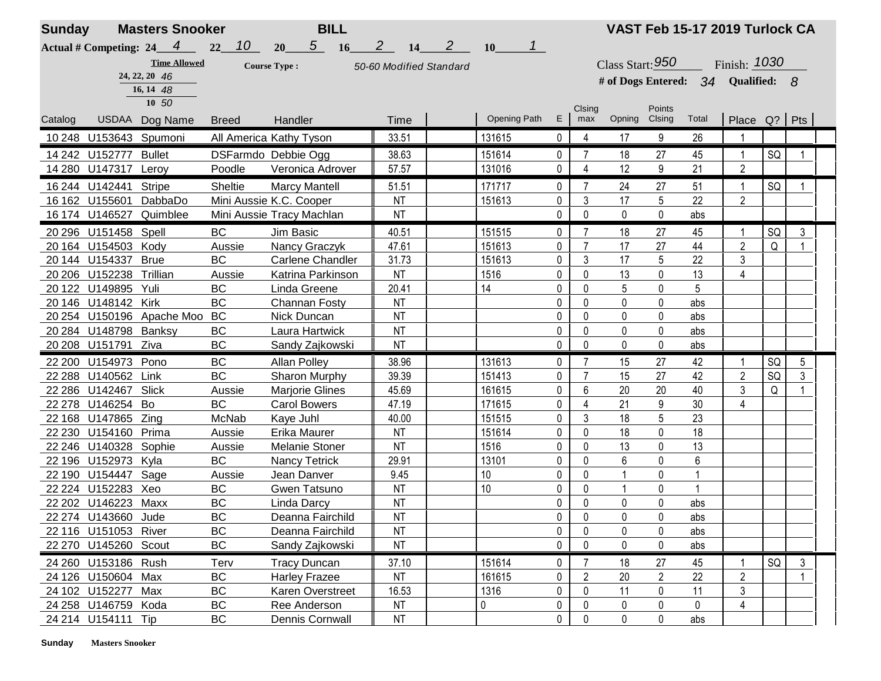**Sunday** **Masters Snooker** **BILL** **VAST Feb 15-17 2019 Turlock CA**

**Actual # Competing:** 24 4 22 10 20 5 16 2 14 2 10 1

**Time Allowed**
24, 22, 20: 46
16, 14: 48
10: 50

**Course Type :** 50-60 Modified Standard

Class Start: 950 Finish: 1030

**# of Dogs Entered:** 34 **Qualified:** 8

| Catalog | USDAA | Dog Name | Breed | Handler | Time | | Opening Path | E | Clsing max | Opning | Points Clsing | Total | Place | Q? | Pts |
|---|---|---|---|---|---|---|---|---|---|---|---|---|---|---|---|
| 10 248 | U153643 | Spumoni | All America | Kathy Tyson | 33.51 | | 131615 | 0 | 4 | 17 | 9 | 26 | 1 | | |
| 14 242 | U152777 | Bullet | DSFarmdo | Debbie Ogg | 38.63 | | 151614 | 0 | 7 | 18 | 27 | 45 | 1 | SQ | 1 |
| 14 280 | U147317 | Leroy | Poodle | Veronica Adrover | 57.57 | | 131016 | 0 | 4 | 12 | 9 | 21 | 2 | | |
| 16 244 | U142441 | Stripe | Sheltie | Marcy Mantell | 51.51 | | 171717 | 0 | 7 | 24 | 27 | 51 | 1 | SQ | 1 |
| 16 162 | U155601 | DabbaDo | Mini Aussie | K.C. Cooper | NT | | 151613 | 0 | 3 | 17 | 5 | 22 | 2 | | |
| 16 174 | U146527 | Quimblee | Mini Aussie | Tracy Machlan | NT | | | 0 | 0 | 0 | 0 | abs | | | |
| 20 296 | U151458 | Spell | BC | Jim Basic | 40.51 | | 151515 | 0 | 7 | 18 | 27 | 45 | 1 | SQ | 3 |
| 20 164 | U154503 | Kody | Aussie | Nancy Graczyk | 47.61 | | 151613 | 0 | 7 | 17 | 27 | 44 | 2 | Q | 1 |
| 20 144 | U154337 | Brue | BC | Carlene Chandler | 31.73 | | 151613 | 0 | 3 | 17 | 5 | 22 | 3 | | |
| 20 206 | U152238 | Trillian | Aussie | Katrina Parkinson | NT | | 1516 | 0 | 0 | 13 | 0 | 13 | 4 | | |
| 20 122 | U149895 | Yuli | BC | Linda Greene | 20.41 | | 14 | 0 | 0 | 5 | 0 | 5 | | | |
| 20 146 | U148142 | Kirk | BC | Channan Fosty | NT | | | 0 | 0 | 0 | 0 | abs | | | |
| 20 254 | U150196 | Apache Moo | BC | Nick Duncan | NT | | | 0 | 0 | 0 | 0 | abs | | | |
| 20 284 | U148798 | Banksy | BC | Laura Hartwick | NT | | | 0 | 0 | 0 | 0 | abs | | | |
| 20 208 | U151791 | Ziva | BC | Sandy Zajkowski | NT | | | 0 | 0 | 0 | 0 | abs | | | |
| 22 200 | U154973 | Pono | BC | Allan Polley | 38.96 | | 131613 | 0 | 7 | 15 | 27 | 42 | 1 | SQ | 5 |
| 22 288 | U140562 | Link | BC | Sharon Murphy | 39.39 | | 151413 | 0 | 7 | 15 | 27 | 42 | 2 | SQ | 3 |
| 22 286 | U142467 | Slick | Aussie | Marjorie Glines | 45.69 | | 161615 | 0 | 6 | 20 | 20 | 40 | 3 | Q | 1 |
| 22 278 | U146254 | Bo | BC | Carol Bowers | 47.19 | | 171615 | 0 | 4 | 21 | 9 | 30 | 4 | | |
| 22 168 | U147865 | Zing | McNab | Kaye Juhl | 40.00 | | 151515 | 0 | 3 | 18 | 5 | 23 | | | |
| 22 230 | U154160 | Prima | Aussie | Erika Maurer | NT | | 151614 | 0 | 0 | 18 | 0 | 18 | | | |
| 22 246 | U140328 | Sophie | Aussie | Melanie Stoner | NT | | 1516 | 0 | 0 | 13 | 0 | 13 | | | |
| 22 196 | U152973 | Kyla | BC | Nancy Tetrick | 29.91 | | 13101 | 0 | 0 | 6 | 0 | 6 | | | |
| 22 190 | U154447 | Sage | Aussie | Jean Danver | 9.45 | | 10 | 0 | 0 | 1 | 0 | 1 | | | |
| 22 224 | U152283 | Xeo | BC | Gwen Tatsuno | NT | | 10 | 0 | 0 | 1 | 0 | 1 | | | |
| 22 202 | U146223 | Maxx | BC | Linda Darcy | NT | | | 0 | 0 | 0 | 0 | abs | | | |
| 22 274 | U143660 | Jude | BC | Deanna Fairchild | NT | | | 0 | 0 | 0 | 0 | abs | | | |
| 22 116 | U151053 | River | BC | Deanna Fairchild | NT | | | 0 | 0 | 0 | 0 | abs | | | |
| 22 270 | U145260 | Scout | BC | Sandy Zajkowski | NT | | | 0 | 0 | 0 | 0 | abs | | | |
| 24 260 | U153186 | Rush | Terv | Tracy Duncan | 37.10 | | 151614 | 0 | 7 | 18 | 27 | 45 | 1 | SQ | 3 |
| 24 126 | U150604 | Max | BC | Harley Frazee | NT | | 161615 | 0 | 2 | 20 | 2 | 22 | 2 | | 1 |
| 24 102 | U152277 | Max | BC | Karen Overstreet | 16.53 | | 1316 | 0 | 0 | 11 | 0 | 11 | 3 | | |
| 24 258 | U146759 | Koda | BC | Ree Anderson | NT | | 0 | 0 | 0 | 0 | 0 | 0 | 4 | | |
| 24 214 | U154111 | Tip | BC | Dennis Cornwall | NT | | | 0 | 0 | 0 | 0 | abs | | | |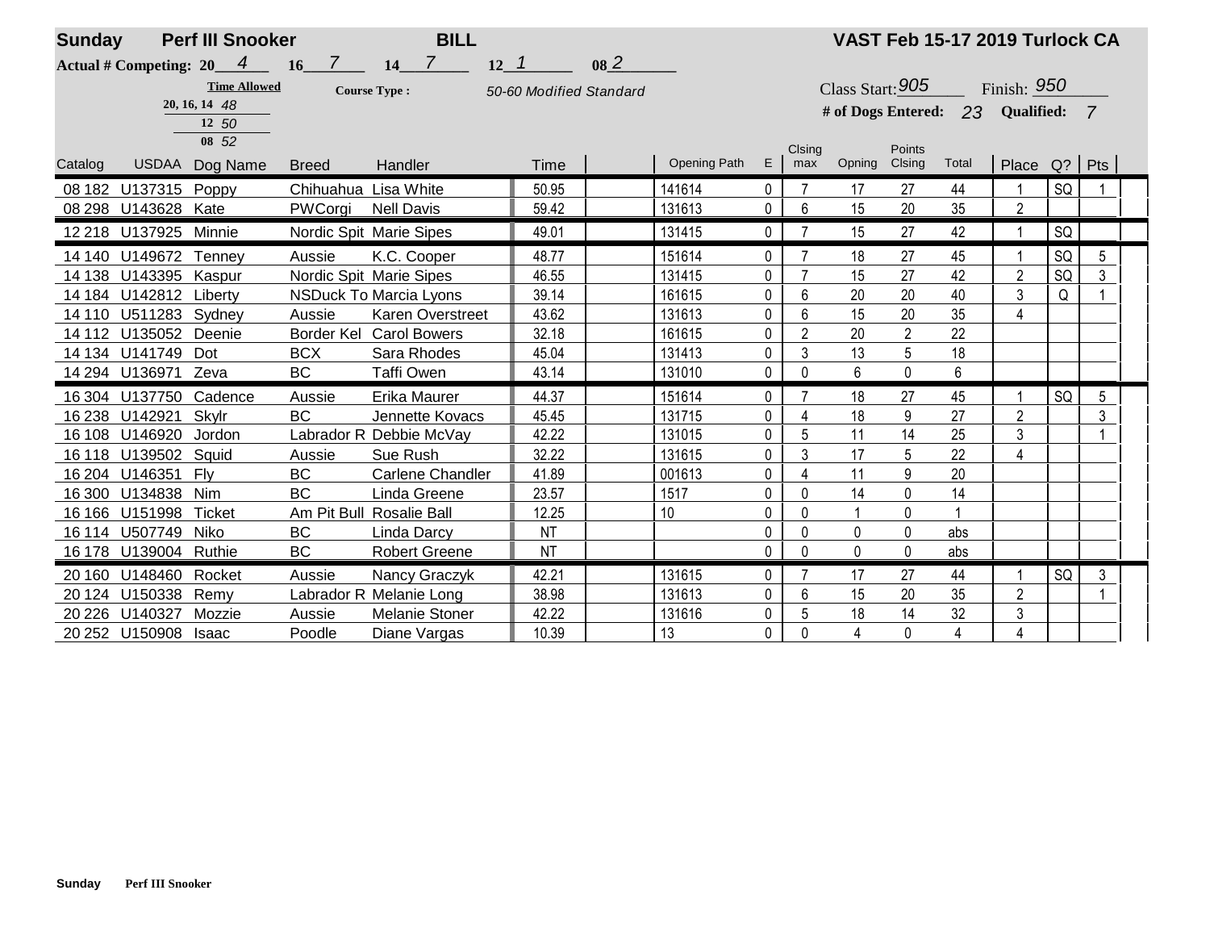**Sunday** **Perf III Snooker** **BILL** **VAST Feb 15-17 2019 Turlock CA**

**Actual # Competing:** 20 4 16 7 14 7 12 1 08 2

**Time Allowed** 20, 16, 14 48 | 12 50 | 08 52

**Course Type :** 50-60 Modified Standard

Class Start: 905 Finish: 950

**# of Dogs Entered:** 23 **Qualified:** 7

| Catalog | USDAA | Dog Name | Breed | Handler | Time | | Opening Path | E | Clsing max | Opning | Points Clsing | Total | Place | Q? | Pts |
|---|---|---|---|---|---|---|---|---|---|---|---|---|---|---|---|
| 08 182 | U137315 | Poppy | Chihuahua | Lisa White | 50.95 | | 141614 | 0 | 7 | 17 | 27 | 44 | 1 | SQ | 1 |
| 08 298 | U143628 | Kate | PWCorgi | Nell Davis | 59.42 | | 131613 | 0 | 6 | 15 | 20 | 35 | 2 | | |
| 12 218 | U137925 | Minnie | Nordic Spit | Marie Sipes | 49.01 | | 131415 | 0 | 7 | 15 | 27 | 42 | 1 | SQ | |
| 14 140 | U149672 | Tenney | Aussie | K.C. Cooper | 48.77 | | 151614 | 0 | 7 | 18 | 27 | 45 | 1 | SQ | 5 |
| 14 138 | U143395 | Kaspur | Nordic Spit | Marie Sipes | 46.55 | | 131415 | 0 | 7 | 15 | 27 | 42 | 2 | SQ | 3 |
| 14 184 | U142812 | Liberty | NSDuck To | Marcia Lyons | 39.14 | | 161615 | 0 | 6 | 20 | 20 | 40 | 3 | Q | 1 |
| 14 110 | U511283 | Sydney | Aussie | Karen Overstreet | 43.62 | | 131613 | 0 | 6 | 15 | 20 | 35 | 4 | | |
| 14 112 | U135052 | Deenie | Border Kel | Carol Bowers | 32.18 | | 161615 | 0 | 2 | 20 | 2 | 22 | | | |
| 14 134 | U141749 | Dot | BCX | Sara Rhodes | 45.04 | | 131413 | 0 | 3 | 13 | 5 | 18 | | | |
| 14 294 | U136971 | Zeva | BC | Taffi Owen | 43.14 | | 131010 | 0 | 0 | 6 | 0 | 6 | | | |
| 16 304 | U137750 | Cadence | Aussie | Erika Maurer | 44.37 | | 151614 | 0 | 7 | 18 | 27 | 45 | 1 | SQ | 5 |
| 16 238 | U142921 | Skylr | BC | Jennette Kovacs | 45.45 | | 131715 | 0 | 4 | 18 | 9 | 27 | 2 | | 3 |
| 16 108 | U146920 | Jordon | Labrador R | Debbie McVay | 42.22 | | 131015 | 0 | 5 | 11 | 14 | 25 | 3 | | 1 |
| 16 118 | U139502 | Squid | Aussie | Sue Rush | 32.22 | | 131615 | 0 | 3 | 17 | 5 | 22 | 4 | | |
| 16 204 | U146351 | Fly | BC | Carlene Chandler | 41.89 | | 001613 | 0 | 4 | 11 | 9 | 20 | | | |
| 16 300 | U134838 | Nim | BC | Linda Greene | 23.57 | | 1517 | 0 | 0 | 14 | 0 | 14 | | | |
| 16 166 | U151998 | Ticket | Am Pit Bull | Rosalie Ball | 12.25 | | 10 | 0 | 0 | 1 | 0 | 1 | | | |
| 16 114 | U507749 | Niko | BC | Linda Darcy | NT | | | 0 | 0 | 0 | 0 | abs | | | |
| 16 178 | U139004 | Ruthie | BC | Robert Greene | NT | | | 0 | 0 | 0 | 0 | abs | | | |
| 20 160 | U148460 | Rocket | Aussie | Nancy Graczyk | 42.21 | | 131615 | 0 | 7 | 17 | 27 | 44 | 1 | SQ | 3 |
| 20 124 | U150338 | Remy | Labrador R | Melanie Long | 38.98 | | 131613 | 0 | 6 | 15 | 20 | 35 | 2 | | 1 |
| 20 226 | U140327 | Mozzie | Aussie | Melanie Stoner | 42.22 | | 131616 | 0 | 5 | 18 | 14 | 32 | 3 | | |
| 20 252 | U150908 | Isaac | Poodle | Diane Vargas | 10.39 | | 13 | 0 | 0 | 4 | 0 | 4 | 4 | | |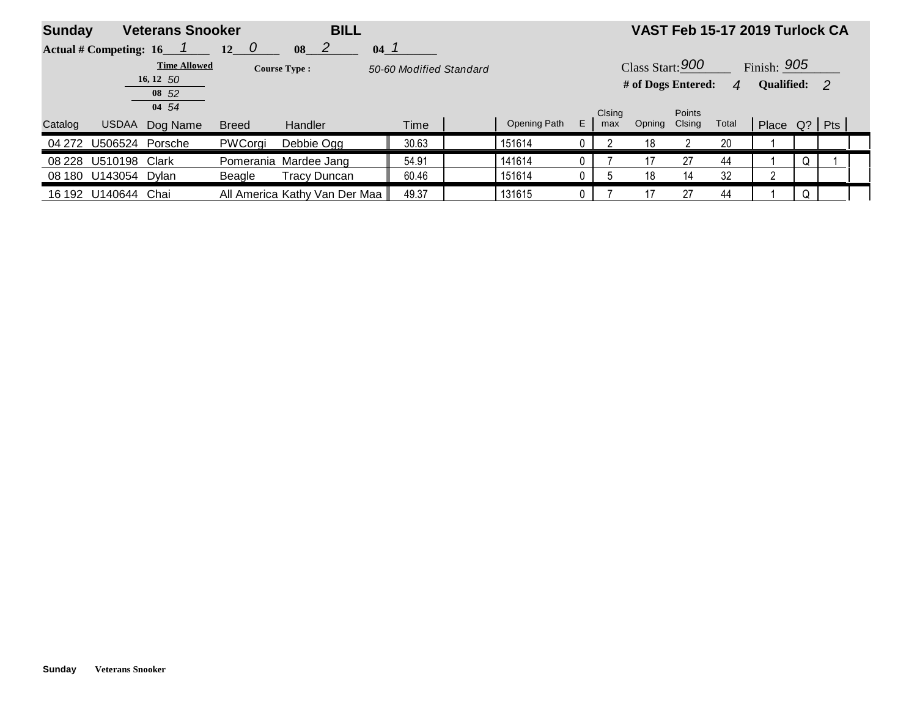**Sunday** **Veterans Snooker** **BILL** **VAST Feb 15-17 2019 Turlock CA**

**Actual # Competing:** 16 1 12 0 08 2 04 1

**Time Allowed** — 16, 12: 50 — 08: 52 — 04: 54

**Course Type :** 50-60 Modified Standard

Class Start: 900 Finish: 905

**# of Dogs Entered:** 4 **Qualified:** 2

| Catalog | USDAA | Dog Name | Breed | Handler | Time | | Opening Path | E | Clsing max | Opning | Points Clsing | Total | Place | Q? | Pts |
|---|---|---|---|---|---|---|---|---|---|---|---|---|---|---|---|
| 04 272 | U506524 | Porsche | PWCorgi | Debbie Ogg | 30.63 | | 151614 | 0 | 2 | 18 | 2 | 20 | 1 | | |
| 08 228 | U510198 | Clark | Pomerania | Mardee Jang | 54.91 | | 141614 | 0 | 7 | 17 | 27 | 44 | 1 | Q | 1 |
| 08 180 | U143054 | Dylan | Beagle | Tracy Duncan | 60.46 | | 151614 | 0 | 5 | 18 | 14 | 32 | 2 | | |
| 16 192 | U140644 | Chai | All America | Kathy Van Der Maa | 49.37 | | 131615 | 0 | 7 | 17 | 27 | 44 | 1 | Q | |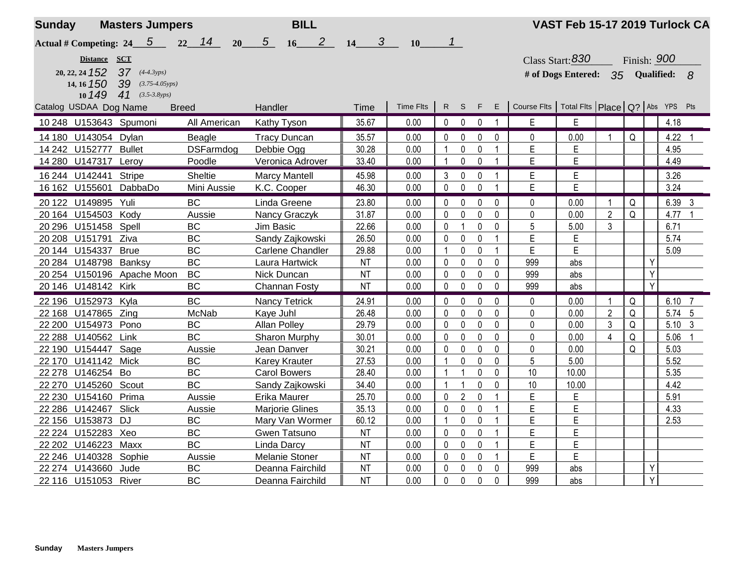**Sunday** **Masters Jumpers** **BILL** **VAST Feb 15-17 2019 Turlock CA**

**Actual # Competing:** 24 5 22 14 20 5 16 2 14 3 10 1

| Distance | SCT | |
|---|---|---|
| 20, 22, 24 152 | 37 | (4-4.3yps) |
| 14, 16 150 | 39 | (3.75-4.05yps) |
| 10 149 | 41 | (3.5-3.8yps) |

Class Start: 830 Finish: 900

**# of Dogs Entered:** 35 **Qualified:** 8

| Catalog | USDAA | Dog Name | Breed | Handler | Time | Time Flts | R | S | F | E | Course Flts | Total Flts | Place | Q? | Abs | YPS | Pts |
|---|---|---|---|---|---|---|---|---|---|---|---|---|---|---|---|---|---|
| 10 248 | U153643 | Spumoni | All American | Kathy Tyson | 35.67 | 0.00 | 0 | 0 | 0 | 1 | E | E | | | | 4.18 | |
| 14 180 | U143054 | Dylan | Beagle | Tracy Duncan | 35.57 | 0.00 | 0 | 0 | 0 | 0 | 0 | 0.00 | 1 | Q | | 4.22 | 1 |
| 14 242 | U152777 | Bullet | DSFarmdog | Debbie Ogg | 30.28 | 0.00 | 1 | 0 | 0 | 1 | E | E | | | | 4.95 | |
| 14 280 | U147317 | Leroy | Poodle | Veronica Adrover | 33.40 | 0.00 | 1 | 0 | 0 | 1 | E | E | | | | 4.49 | |
| 16 244 | U142441 | Stripe | Sheltie | Marcy Mantell | 45.98 | 0.00 | 3 | 0 | 0 | 1 | E | E | | | | 3.26 | |
| 16 162 | U155601 | DabbaDo | Mini Aussie | K.C. Cooper | 46.30 | 0.00 | 0 | 0 | 0 | 1 | E | E | | | | 3.24 | |
| 20 122 | U149895 | Yuli | BC | Linda Greene | 23.80 | 0.00 | 0 | 0 | 0 | 0 | 0 | 0.00 | 1 | Q | | 6.39 | 3 |
| 20 164 | U154503 | Kody | Aussie | Nancy Graczyk | 31.87 | 0.00 | 0 | 0 | 0 | 0 | 0 | 0.00 | 2 | Q | | 4.77 | 1 |
| 20 296 | U151458 | Spell | BC | Jim Basic | 22.66 | 0.00 | 0 | 1 | 0 | 0 | 5 | 5.00 | 3 | | | 6.71 | |
| 20 208 | U151791 | Ziva | BC | Sandy Zajkowski | 26.50 | 0.00 | 0 | 0 | 0 | 1 | E | E | | | | 5.74 | |
| 20 144 | U154337 | Brue | BC | Carlene Chandler | 29.88 | 0.00 | 1 | 0 | 0 | 1 | E | E | | | | 5.09 | |
| 20 284 | U148798 | Banksy | BC | Laura Hartwick | NT | 0.00 | 0 | 0 | 0 | 0 | 999 | abs | | | Y | | |
| 20 254 | U150196 | Apache Moon | BC | Nick Duncan | NT | 0.00 | 0 | 0 | 0 | 0 | 999 | abs | | | Y | | |
| 20 146 | U148142 | Kirk | BC | Channan Fosty | NT | 0.00 | 0 | 0 | 0 | 0 | 999 | abs | | | Y | | |
| 22 196 | U152973 | Kyla | BC | Nancy Tetrick | 24.91 | 0.00 | 0 | 0 | 0 | 0 | 0 | 0.00 | 1 | Q | | 6.10 | 7 |
| 22 168 | U147865 | Zing | McNab | Kaye Juhl | 26.48 | 0.00 | 0 | 0 | 0 | 0 | 0 | 0.00 | 2 | Q | | 5.74 | 5 |
| 22 200 | U154973 | Pono | BC | Allan Polley | 29.79 | 0.00 | 0 | 0 | 0 | 0 | 0 | 0.00 | 3 | Q | | 5.10 | 3 |
| 22 288 | U140562 | Link | BC | Sharon Murphy | 30.01 | 0.00 | 0 | 0 | 0 | 0 | 0 | 0.00 | 4 | Q | | 5.06 | 1 |
| 22 190 | U154447 | Sage | Aussie | Jean Danver | 30.21 | 0.00 | 0 | 0 | 0 | 0 | 0 | 0.00 | | Q | | 5.03 | |
| 22 170 | U141142 | Mick | BC | Karey Krauter | 27.53 | 0.00 | 1 | 0 | 0 | 0 | 5 | 5.00 | | | | 5.52 | |
| 22 278 | U146254 | Bo | BC | Carol Bowers | 28.40 | 0.00 | 1 | 1 | 0 | 0 | 10 | 10.00 | | | | 5.35 | |
| 22 270 | U145260 | Scout | BC | Sandy Zajkowski | 34.40 | 0.00 | 1 | 1 | 0 | 0 | 10 | 10.00 | | | | 4.42 | |
| 22 230 | U154160 | Prima | Aussie | Erika Maurer | 25.70 | 0.00 | 0 | 2 | 0 | 1 | E | E | | | | 5.91 | |
| 22 286 | U142467 | Slick | Aussie | Marjorie Glines | 35.13 | 0.00 | 0 | 0 | 0 | 1 | E | E | | | | 4.33 | |
| 22 156 | U153873 | DJ | BC | Mary Van Wormer | 60.12 | 0.00 | 1 | 0 | 0 | 1 | E | E | | | | 2.53 | |
| 22 224 | U152283 | Xeo | BC | Gwen Tatsuno | NT | 0.00 | 0 | 0 | 0 | 1 | E | E | | | | | |
| 22 202 | U146223 | Maxx | BC | Linda Darcy | NT | 0.00 | 0 | 0 | 0 | 1 | E | E | | | | | |
| 22 246 | U140328 | Sophie | Aussie | Melanie Stoner | NT | 0.00 | 0 | 0 | 0 | 1 | E | E | | | | | |
| 22 274 | U143660 | Jude | BC | Deanna Fairchild | NT | 0.00 | 0 | 0 | 0 | 0 | 999 | abs | | | Y | | |
| 22 116 | U151053 | River | BC | Deanna Fairchild | NT | 0.00 | 0 | 0 | 0 | 0 | 999 | abs | | | Y | | |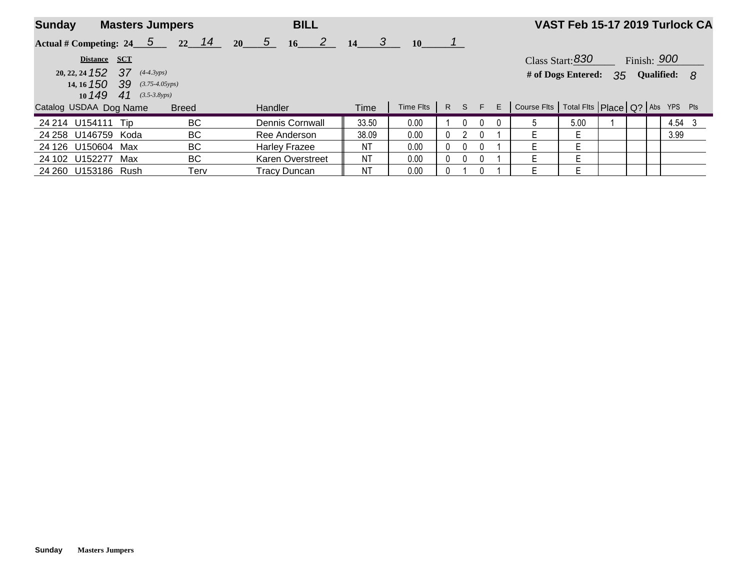**Sunday** **Masters Jumpers** **BILL** **VAST Feb 15-17 2019 Turlock CA**

**Actual # Competing:** 24 5 22 14 20 5 16 2 14 3 10 1

Class Start: 830 Finish: 900

**# of Dogs Entered:** 35 **Qualified:** 8

| Distance | SCT | |
|---|---|---|
| 20, 22, 24 152 | 37 | (4-4.3yps) |
| 14, 16 150 | 39 | (3.75-4.05yps) |
| 10 149 | 41 | (3.5-3.8yps) |

| Catalog | USDAA | Dog Name | Breed | Handler | Time | Time Flts | R | S | F | E | Course Flts | Total Flts | Place | Q? | Abs | YPS | Pts |
|---|---|---|---|---|---|---|---|---|---|---|---|---|---|---|---|---|---|
| 24 214 | U154111 | Tip | BC | Dennis Cornwall | 33.50 | 0.00 | 1 | 0 | 0 | 0 | 5 | 5.00 | 1 | | | 4.54 | 3 |
| 24 258 | U146759 | Koda | BC | Ree Anderson | 38.09 | 0.00 | 0 | 2 | 0 | 1 | E | E | | | | 3.99 | |
| 24 126 | U150604 | Max | BC | Harley Frazee | NT | 0.00 | 0 | 0 | 0 | 1 | E | E | | | | | |
| 24 102 | U152277 | Max | BC | Karen Overstreet | NT | 0.00 | 0 | 0 | 0 | 1 | E | E | | | | | |
| 24 260 | U153186 | Rush | Terv | Tracy Duncan | NT | 0.00 | 0 | 1 | 0 | 1 | E | E | | | | | |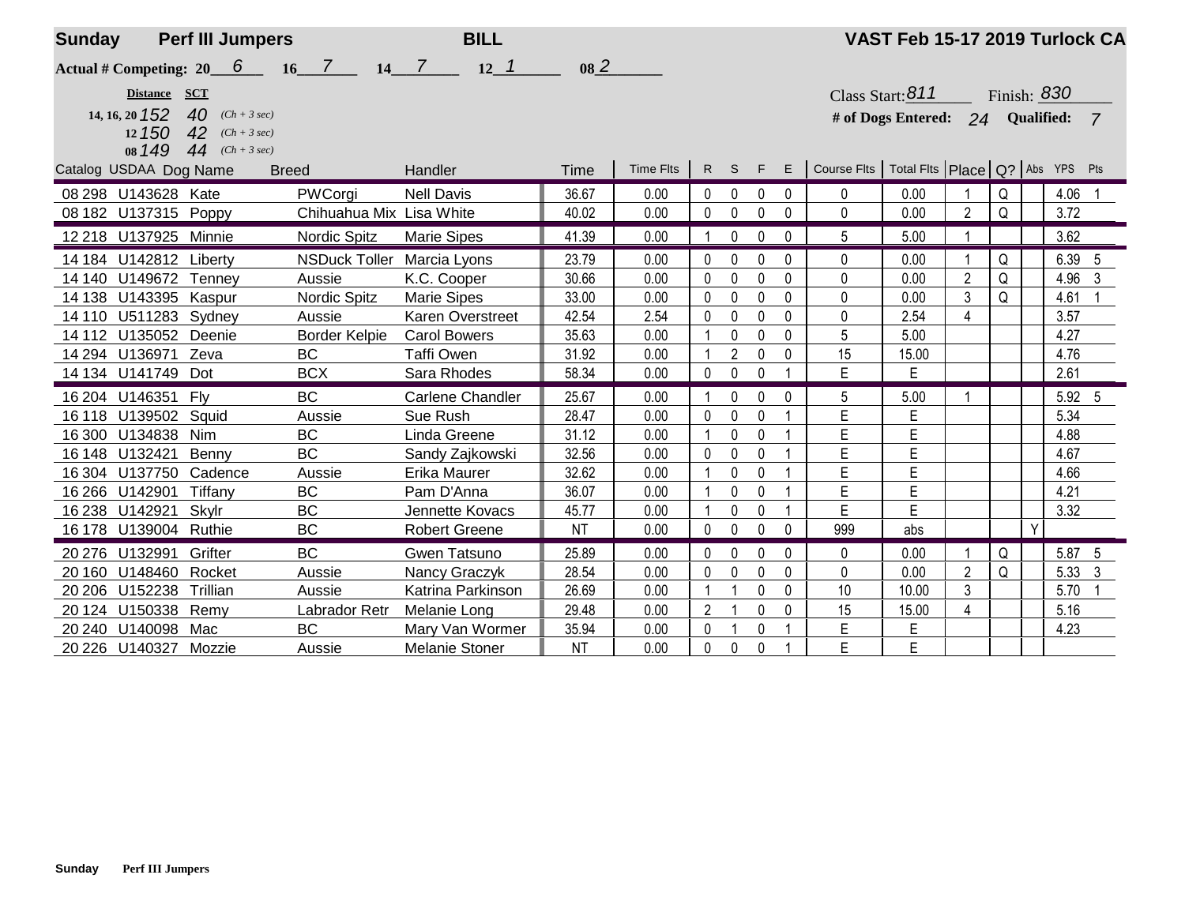**Sunday** **Perf III Jumpers** **BILL** **VAST Feb 15-17 2019 Turlock CA**

**Actual # Competing: 20** 6 **16** 7 **14** 7 **12** 1 **08** 2

| Distance | SCT | |
|---|---|---|
| 14, 16, 20 152 | 40 | (Ch + 3 sec) |
| 12 150 | 42 | (Ch + 3 sec) |
| 08 149 | 44 | (Ch + 3 sec) |

Class Start: 811 Finish: 830

**# of Dogs Entered:** 24 **Qualified:** 7

| Catalog | USDAA | Dog Name | Breed | Handler | Time | Time Flts | R | S | F | E | Course Flts | Total Flts | Place | Q? | Abs | YPS | Pts |
|---|---|---|---|---|---|---|---|---|---|---|---|---|---|---|---|---|---|
| 08 298 | U143628 | Kate | PWCorgi | Nell Davis | 36.67 | 0.00 | 0 | 0 | 0 | 0 | 0 | 0.00 | 1 | Q | | 4.06 | 1 |
| 08 182 | U137315 | Poppy | Chihuahua Mix | Lisa White | 40.02 | 0.00 | 0 | 0 | 0 | 0 | 0 | 0.00 | 2 | Q | | 3.72 | |
| 12 218 | U137925 | Minnie | Nordic Spitz | Marie Sipes | 41.39 | 0.00 | 1 | 0 | 0 | 0 | 5 | 5.00 | 1 | | | 3.62 | |
| 14 184 | U142812 | Liberty | NSDuck Toller | Marcia Lyons | 23.79 | 0.00 | 0 | 0 | 0 | 0 | 0 | 0.00 | 1 | Q | | 6.39 | 5 |
| 14 140 | U149672 | Tenney | Aussie | K.C. Cooper | 30.66 | 0.00 | 0 | 0 | 0 | 0 | 0 | 0.00 | 2 | Q | | 4.96 | 3 |
| 14 138 | U143395 | Kaspur | Nordic Spitz | Marie Sipes | 33.00 | 0.00 | 0 | 0 | 0 | 0 | 0 | 0.00 | 3 | Q | | 4.61 | 1 |
| 14 110 | U511283 | Sydney | Aussie | Karen Overstreet | 42.54 | 2.54 | 0 | 0 | 0 | 0 | 0 | 2.54 | 4 | | | 3.57 | |
| 14 112 | U135052 | Deenie | Border Kelpie | Carol Bowers | 35.63 | 0.00 | 1 | 0 | 0 | 0 | 5 | 5.00 | | | | 4.27 | |
| 14 294 | U136971 | Zeva | BC | Taffi Owen | 31.92 | 0.00 | 1 | 2 | 0 | 0 | 15 | 15.00 | | | | 4.76 | |
| 14 134 | U141749 | Dot | BCX | Sara Rhodes | 58.34 | 0.00 | 0 | 0 | 0 | 1 | E | E | | | | 2.61 | |
| 16 204 | U146351 | Fly | BC | Carlene Chandler | 25.67 | 0.00 | 1 | 0 | 0 | 0 | 5 | 5.00 | 1 | | | 5.92 | 5 |
| 16 118 | U139502 | Squid | Aussie | Sue Rush | 28.47 | 0.00 | 0 | 0 | 0 | 1 | E | E | | | | 5.34 | |
| 16 300 | U134838 | Nim | BC | Linda Greene | 31.12 | 0.00 | 1 | 0 | 0 | 1 | E | E | | | | 4.88 | |
| 16 148 | U132421 | Benny | BC | Sandy Zajkowski | 32.56 | 0.00 | 0 | 0 | 0 | 1 | E | E | | | | 4.67 | |
| 16 304 | U137750 | Cadence | Aussie | Erika Maurer | 32.62 | 0.00 | 1 | 0 | 0 | 1 | E | E | | | | 4.66 | |
| 16 266 | U142901 | Tiffany | BC | Pam D'Anna | 36.07 | 0.00 | 1 | 0 | 0 | 1 | E | E | | | | 4.21 | |
| 16 238 | U142921 | Skylr | BC | Jennette Kovacs | 45.77 | 0.00 | 1 | 0 | 0 | 1 | E | E | | | | 3.32 | |
| 16 178 | U139004 | Ruthie | BC | Robert Greene | NT | 0.00 | 0 | 0 | 0 | 0 | 999 | abs | | | Y | | |
| 20 276 | U132991 | Grifter | BC | Gwen Tatsuno | 25.89 | 0.00 | 0 | 0 | 0 | 0 | 0 | 0.00 | 1 | Q | | 5.87 | 5 |
| 20 160 | U148460 | Rocket | Aussie | Nancy Graczyk | 28.54 | 0.00 | 0 | 0 | 0 | 0 | 0 | 0.00 | 2 | Q | | 5.33 | 3 |
| 20 206 | U152238 | Trillian | Aussie | Katrina Parkinson | 26.69 | 0.00 | 1 | 1 | 0 | 0 | 10 | 10.00 | 3 | | | 5.70 | 1 |
| 20 124 | U150338 | Remy | Labrador Retr | Melanie Long | 29.48 | 0.00 | 2 | 1 | 0 | 0 | 15 | 15.00 | 4 | | | 5.16 | |
| 20 240 | U140098 | Mac | BC | Mary Van Wormer | 35.94 | 0.00 | 0 | 1 | 0 | 1 | E | E | | | | 4.23 | |
| 20 226 | U140327 | Mozzie | Aussie | Melanie Stoner | NT | 0.00 | 0 | 0 | 0 | 1 | E | E | | | | | |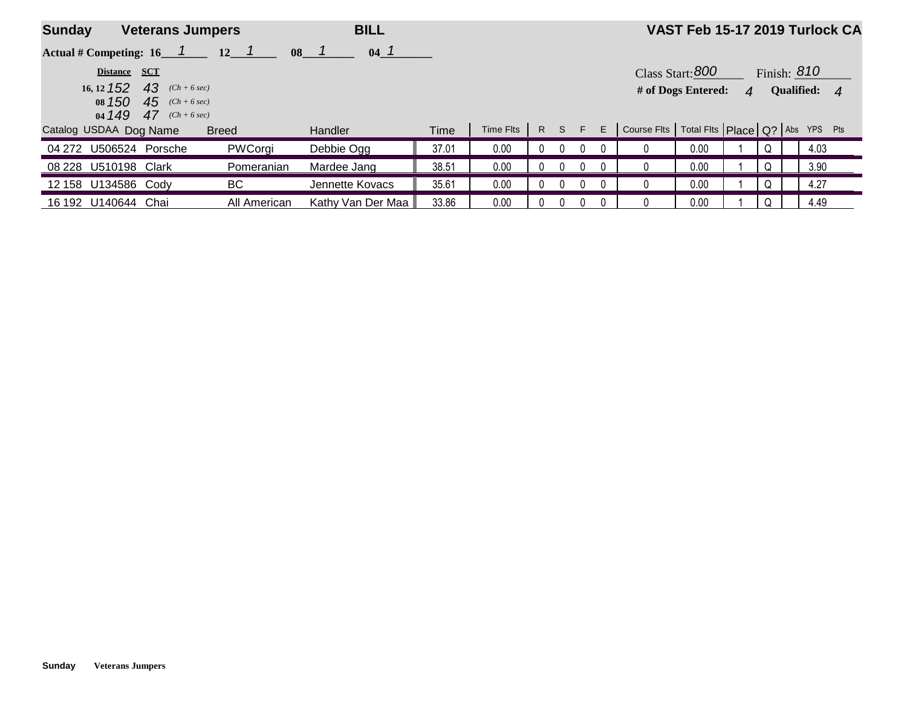**Sunday** **Veterans Jumpers** **BILL** **VAST Feb 15-17 2019 Turlock CA**

**Actual # Competing:** 16 *1* 12 *1* 08 *1* 04 *1*

| **Distance** | **SCT** | |
|---|---|---|
| 16, 12 *152* | *43* | *(Ch + 6 sec)* |
| 08 *150* | *45* | *(Ch + 6 sec)* |
| 04 *149* | *47* | *(Ch + 6 sec)* |

Class Start: *800* Finish: *810*

**# of Dogs Entered:** *4* **Qualified:** *4*

| Catalog | USDAA | Dog Name | Breed | Handler | Time | Time Flts | R | S | F | E | Course Flts | Total Flts | Place | Q? | Abs | YPS | Pts |
|---|---|---|---|---|---|---|---|---|---|---|---|---|---|---|---|---|---|
| 04 272 | U506524 | Porsche | PWCorgi | Debbie Ogg | 37.01 | 0.00 | 0 | 0 | 0 | 0 | 0 | 0.00 | 1 | Q | | 4.03 | |
| 08 228 | U510198 | Clark | Pomeranian | Mardee Jang | 38.51 | 0.00 | 0 | 0 | 0 | 0 | 0 | 0.00 | 1 | Q | | 3.90 | |
| 12 158 | U134586 | Cody | BC | Jennette Kovacs | 35.61 | 0.00 | 0 | 0 | 0 | 0 | 0 | 0.00 | 1 | Q | | 4.27 | |
| 16 192 | U140644 | Chai | All American | Kathy Van Der Maa | 33.86 | 0.00 | 0 | 0 | 0 | 0 | 0 | 0.00 | 1 | Q | | 4.49 | |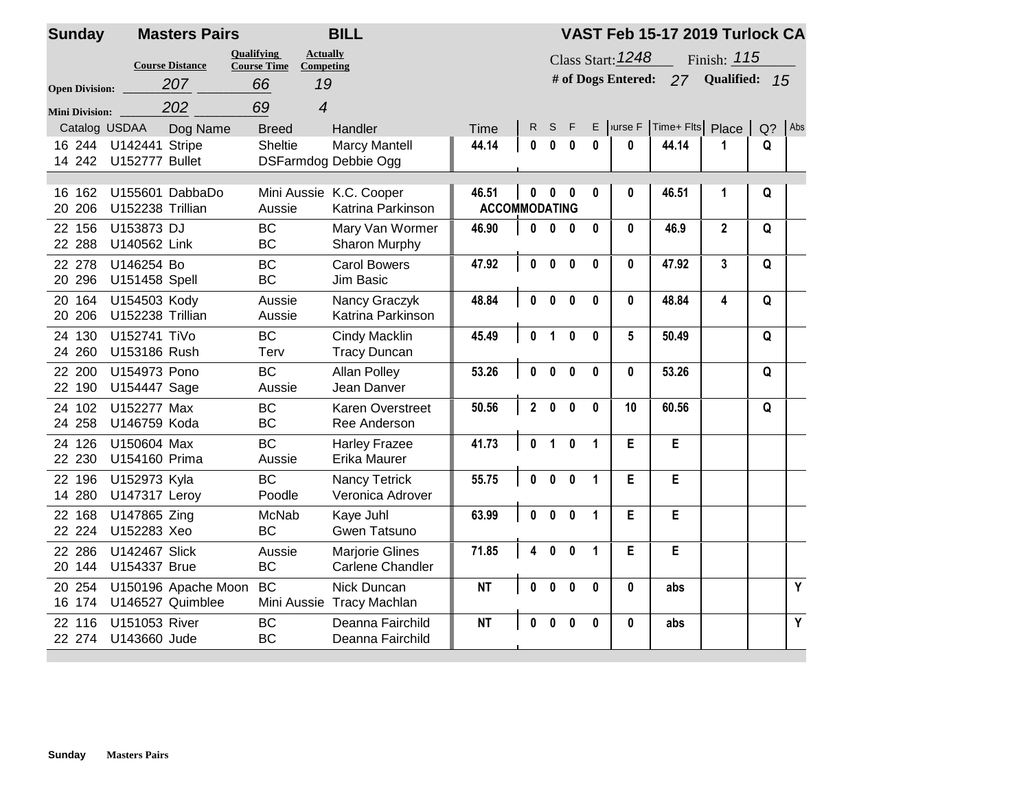**Sunday** **Masters Pairs** **BILL** **VAST Feb 15-17 2019 Turlock CA**

| | Course Distance | Qualifying Course Time | Actually Competing |
|---|---|---|---|
| Open Division: | 207 | 66 | 19 |
| Mini Division: | 202 | 69 | 4 |

Class Start: 1248 Finish: 115

**# of Dogs Entered:** 27 **Qualified:** 15

| Catalog | USDAA | Dog Name | Breed | Handler | Time | R | S | F | E | Course F | Time+ Flts | Place | Q? | Abs |
|---|---|---|---|---|---|---|---|---|---|---|---|---|---|---|
| 16 244 | U142441 | Stripe | Sheltie | Marcy Mantell | 44.14 | 0 | 0 | 0 | 0 | 0 | 44.14 | 1 | Q | |
| 14 242 | U152777 | Bullet | DSFarmdog | Debbie Ogg | | | | | | | | | | |
| | | | | | | | | | | | | | | |
| 16 162 | U155601 | DabbaDo | Mini Aussie | K.C. Cooper | 46.51 | 0 | 0 | 0 | 0 | 0 | 46.51 | 1 | Q | |
| 20 206 | U152238 | Trillian | Aussie | Katrina Parkinson | ACCOMMODATING | | | | | | | | | |
| 22 156 | U153873 | DJ | BC | Mary Van Wormer | 46.90 | 0 | 0 | 0 | 0 | 0 | 46.9 | 2 | Q | |
| 22 288 | U140562 | Link | BC | Sharon Murphy | | | | | | | | | | |
| 22 278 | U146254 | Bo | BC | Carol Bowers | 47.92 | 0 | 0 | 0 | 0 | 0 | 47.92 | 3 | Q | |
| 20 296 | U151458 | Spell | BC | Jim Basic | | | | | | | | | | |
| 20 164 | U154503 | Kody | Aussie | Nancy Graczyk | 48.84 | 0 | 0 | 0 | 0 | 0 | 48.84 | 4 | Q | |
| 20 206 | U152238 | Trillian | Aussie | Katrina Parkinson | | | | | | | | | | |
| 24 130 | U152741 | TiVo | BC | Cindy Macklin | 45.49 | 0 | 1 | 0 | 0 | 5 | 50.49 | | Q | |
| 24 260 | U153186 | Rush | Terv | Tracy Duncan | | | | | | | | | | |
| 22 200 | U154973 | Pono | BC | Allan Polley | 53.26 | 0 | 0 | 0 | 0 | 0 | 53.26 | | Q | |
| 22 190 | U154447 | Sage | Aussie | Jean Danver | | | | | | | | | | |
| 24 102 | U152277 | Max | BC | Karen Overstreet | 50.56 | 2 | 0 | 0 | 0 | 10 | 60.56 | | Q | |
| 24 258 | U146759 | Koda | BC | Ree Anderson | | | | | | | | | | |
| 24 126 | U150604 | Max | BC | Harley Frazee | 41.73 | 0 | 1 | 0 | 1 | E | E | | | |
| 22 230 | U154160 | Prima | Aussie | Erika Maurer | | | | | | | | | | |
| 22 196 | U152973 | Kyla | BC | Nancy Tetrick | 55.75 | 0 | 0 | 0 | 1 | E | E | | | |
| 14 280 | U147317 | Leroy | Poodle | Veronica Adrover | | | | | | | | | | |
| 22 168 | U147865 | Zing | McNab | Kaye Juhl | 63.99 | 0 | 0 | 0 | 1 | E | E | | | |
| 22 224 | U152283 | Xeo | BC | Gwen Tatsuno | | | | | | | | | | |
| 22 286 | U142467 | Slick | Aussie | Marjorie Glines | 71.85 | 4 | 0 | 0 | 1 | E | E | | | |
| 20 144 | U154337 | Brue | BC | Carlene Chandler | | | | | | | | | | |
| 20 254 | U150196 | Apache Moon | BC | Nick Duncan | NT | 0 | 0 | 0 | 0 | 0 | abs | | | Y |
| 16 174 | U146527 | Quimblee | Mini Aussie | Tracy Machlan | | | | | | | | | | |
| 22 116 | U151053 | River | BC | Deanna Fairchild | NT | 0 | 0 | 0 | 0 | 0 | abs | | | Y |
| 22 274 | U143660 | Jude | BC | Deanna Fairchild | | | | | | | | | | |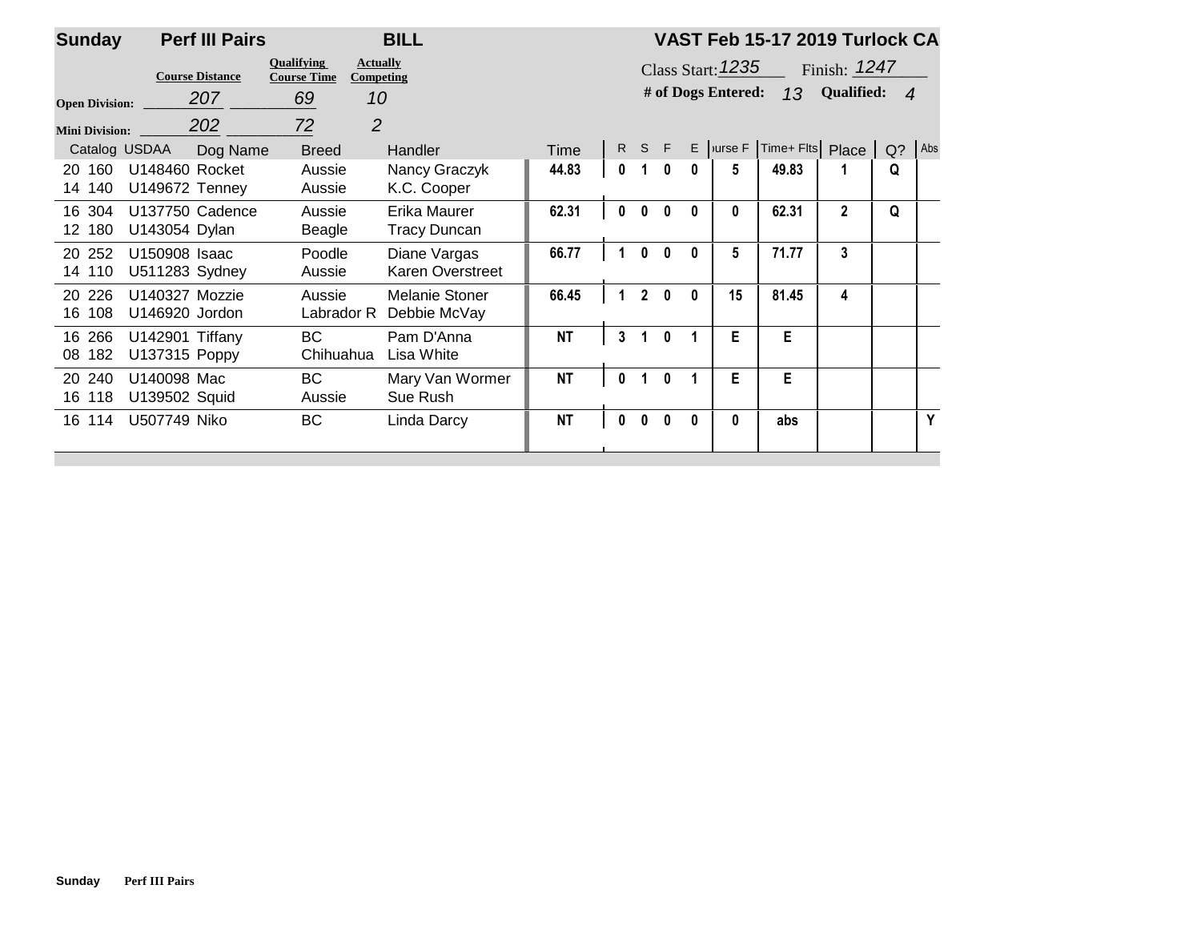**Sunday** **Perf III Pairs** **BILL** **VAST Feb 15-17 2019 Turlock CA**

| | Course Distance | Qualifying Course Time | Actually Competing |
|---|---|---|---|
| Open Division: | 207 | 69 | 10 |
| Mini Division: | 202 | 72 | 2 |

Class Start: 1235 Finish: 1247

# of Dogs Entered: 13 Qualified: 4

| Catalog | USDAA | Dog Name | Breed | Handler | Time | R | S | F | E | Course F | Time+ Flts | Place | Q? | Abs |
|---|---|---|---|---|---|---|---|---|---|---|---|---|---|---|
| 20 160 | U148460 | Rocket | Aussie | Nancy Graczyk | 44.83 | 0 | 1 | 0 | 0 | 5 | 49.83 | 1 | Q | |
| 14 140 | U149672 | Tenney | Aussie | K.C. Cooper | | | | | | | | | | |
| 16 304 | U137750 | Cadence | Aussie | Erika Maurer | 62.31 | 0 | 0 | 0 | 0 | 0 | 62.31 | 2 | Q | |
| 12 180 | U143054 | Dylan | Beagle | Tracy Duncan | | | | | | | | | | |
| 20 252 | U150908 | Isaac | Poodle | Diane Vargas | 66.77 | 1 | 0 | 0 | 0 | 5 | 71.77 | 3 | | |
| 14 110 | U511283 | Sydney | Aussie | Karen Overstreet | | | | | | | | | | |
| 20 226 | U140327 | Mozzie | Aussie | Melanie Stoner | 66.45 | 1 | 2 | 0 | 0 | 15 | 81.45 | 4 | | |
| 16 108 | U146920 | Jordon | Labrador R | Debbie McVay | | | | | | | | | | |
| 16 266 | U142901 | Tiffany | BC | Pam D'Anna | NT | 3 | 1 | 0 | 1 | E | E | | | |
| 08 182 | U137315 | Poppy | Chihuahua | Lisa White | | | | | | | | | | |
| 20 240 | U140098 | Mac | BC | Mary Van Wormer | NT | 0 | 1 | 0 | 1 | E | E | | | |
| 16 118 | U139502 | Squid | Aussie | Sue Rush | | | | | | | | | | |
| 16 114 | U507749 | Niko | BC | Linda Darcy | NT | 0 | 0 | 0 | 0 | 0 | abs | | | Y |